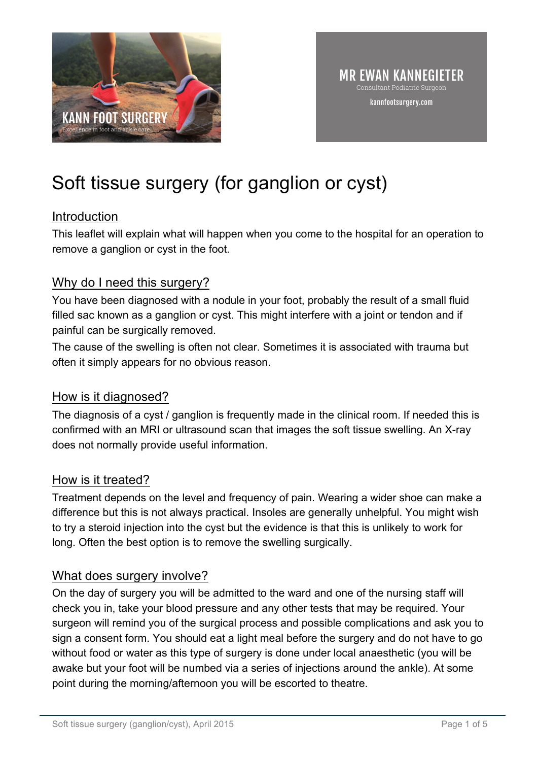KANN FOOT SURGERY

Excellence in foot and ankle care

MR EWAN KANNEGIETER

Consultant Podiatric Surgeon

kannfootsurgery.com

# Soft tissue surgery (for ganglion or cyst)

## Introduction

This leaflet will explain what will happen when you come to the hospital for an operation to remove a ganglion or cyst in the foot.

## Why do I need this surgery?

You have been diagnosed with a nodule in your foot, probably the result of a small fluid filled sac known as a ganglion or cyst. This might interfere with a joint or tendon and if painful can be surgically removed.

The cause of the swelling is often not clear. Sometimes it is associated with trauma but often it simply appears for no obvious reason.

## How is it diagnosed?

The diagnosis of a cyst / ganglion is frequently made in the clinical room. If needed this is confirmed with an MRI or ultrasound scan that images the soft tissue swelling. An X-ray does not normally provide useful information.

## How is it treated?

Treatment depends on the level and frequency of pain. Wearing a wider shoe can make a difference but this is not always practical. Insoles are generally unhelpful. You might wish to try a steroid injection into the cyst but the evidence is that this is unlikely to work for long. Often the best option is to remove the swelling surgically.

## What does surgery involve?

On the day of surgery you will be admitted to the ward and one of the nursing staff will check you in, take your blood pressure and any other tests that may be required. Your surgeon will remind you of the surgical process and possible complications and ask you to sign a consent form. You should eat a light meal before the surgery and do not have to go without food or water as this type of surgery is done under local anaesthetic (you will be awake but your foot will be numbed via a series of injections around the ankle). At some point during the morning/afternoon you will be escorted to theatre.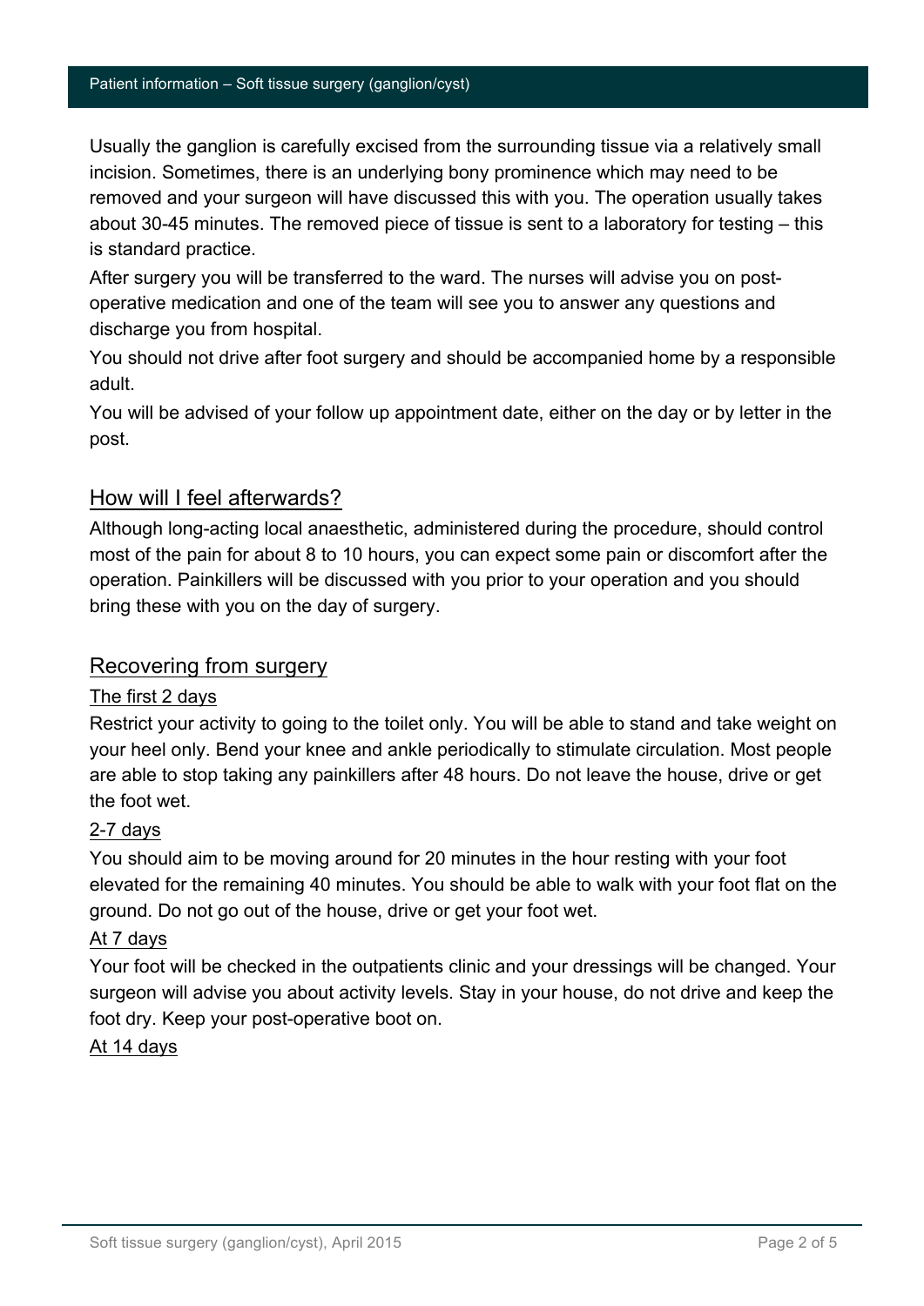Usually the ganglion is carefully excised from the surrounding tissue via a relatively small incision. Sometimes, there is an underlying bony prominence which may need to be removed and your surgeon will have discussed this with you. The operation usually takes about 30-45 minutes. The removed piece of tissue is sent to a laboratory for testing – this is standard practice.

After surgery you will be transferred to the ward. The nurses will advise you on post-operative medication and one of the team will see you to answer any questions and discharge you from hospital.

You should not drive after foot surgery and should be accompanied home by a responsible adult.

You will be advised of your follow up appointment date, either on the day or by letter in the post.

## How will I feel afterwards?

Although long-acting local anaesthetic, administered during the procedure, should control most of the pain for about 8 to 10 hours, you can expect some pain or discomfort after the operation. Painkillers will be discussed with you prior to your operation and you should bring these with you on the day of surgery.

## Recovering from surgery

### The first 2 days

Restrict your activity to going to the toilet only. You will be able to stand and take weight on your heel only. Bend your knee and ankle periodically to stimulate circulation. Most people are able to stop taking any painkillers after 48 hours. Do not leave the house, drive or get the foot wet.

### 2-7 days

You should aim to be moving around for 20 minutes in the hour resting with your foot elevated for the remaining 40 minutes. You should be able to walk with your foot flat on the ground. Do not go out of the house, drive or get your foot wet.

### At 7 days

Your foot will be checked in the outpatients clinic and your dressings will be changed. Your surgeon will advise you about activity levels. Stay in your house, do not drive and keep the foot dry. Keep your post-operative boot on.

### At 14 days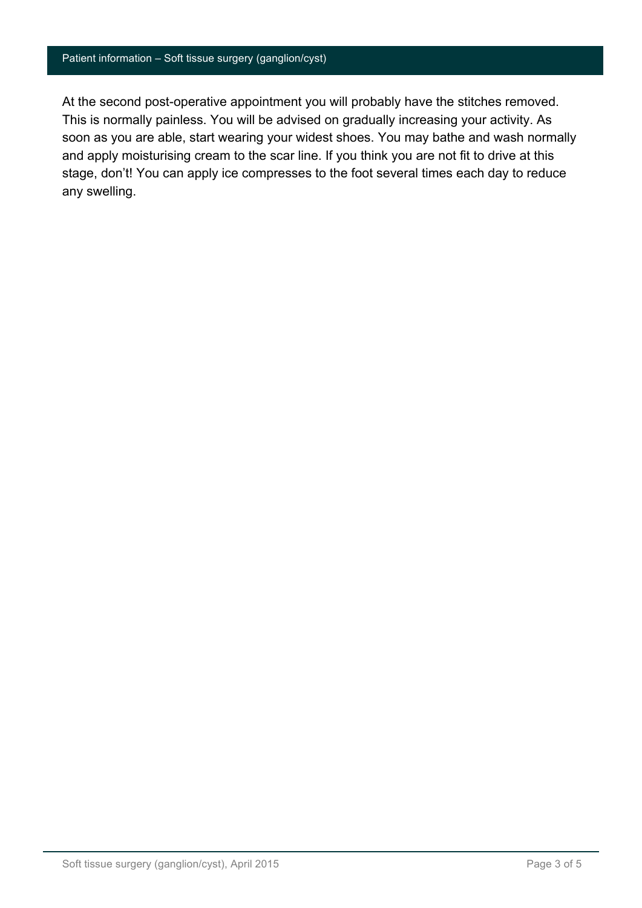At the second post-operative appointment you will probably have the stitches removed. This is normally painless. You will be advised on gradually increasing your activity. As soon as you are able, start wearing your widest shoes. You may bathe and wash normally and apply moisturising cream to the scar line. If you think you are not fit to drive at this stage, don't! You can apply ice compresses to the foot several times each day to reduce any swelling.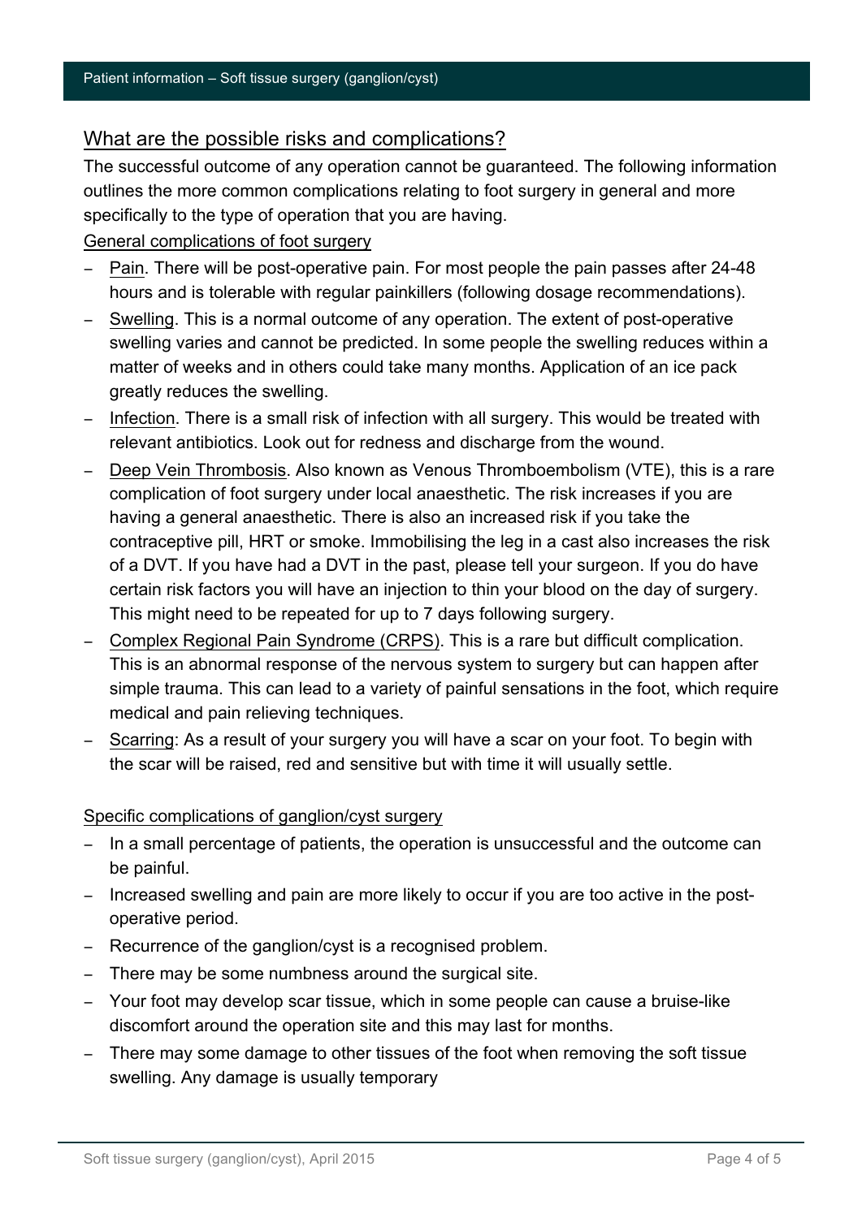## What are the possible risks and complications?

The successful outcome of any operation cannot be guaranteed. The following information outlines the more common complications relating to foot surgery in general and more specifically to the type of operation that you are having.

### General complications of foot surgery

- Pain. There will be post-operative pain. For most people the pain passes after 24-48 hours and is tolerable with regular painkillers (following dosage recommendations).
- Swelling. This is a normal outcome of any operation. The extent of post-operative swelling varies and cannot be predicted. In some people the swelling reduces within a matter of weeks and in others could take many months. Application of an ice pack greatly reduces the swelling.
- Infection. There is a small risk of infection with all surgery. This would be treated with relevant antibiotics. Look out for redness and discharge from the wound.
- Deep Vein Thrombosis. Also known as Venous Thromboembolism (VTE), this is a rare complication of foot surgery under local anaesthetic. The risk increases if you are having a general anaesthetic. There is also an increased risk if you take the contraceptive pill, HRT or smoke. Immobilising the leg in a cast also increases the risk of a DVT. If you have had a DVT in the past, please tell your surgeon. If you do have certain risk factors you will have an injection to thin your blood on the day of surgery. This might need to be repeated for up to 7 days following surgery.
- Complex Regional Pain Syndrome (CRPS). This is a rare but difficult complication. This is an abnormal response of the nervous system to surgery but can happen after simple trauma. This can lead to a variety of painful sensations in the foot, which require medical and pain relieving techniques.
- Scarring: As a result of your surgery you will have a scar on your foot. To begin with the scar will be raised, red and sensitive but with time it will usually settle.

### Specific complications of ganglion/cyst surgery

- In a small percentage of patients, the operation is unsuccessful and the outcome can be painful.
- Increased swelling and pain are more likely to occur if you are too active in the post-operative period.
- Recurrence of the ganglion/cyst is a recognised problem.
- There may be some numbness around the surgical site.
- Your foot may develop scar tissue, which in some people can cause a bruise-like discomfort around the operation site and this may last for months.
- There may some damage to other tissues of the foot when removing the soft tissue swelling. Any damage is usually temporary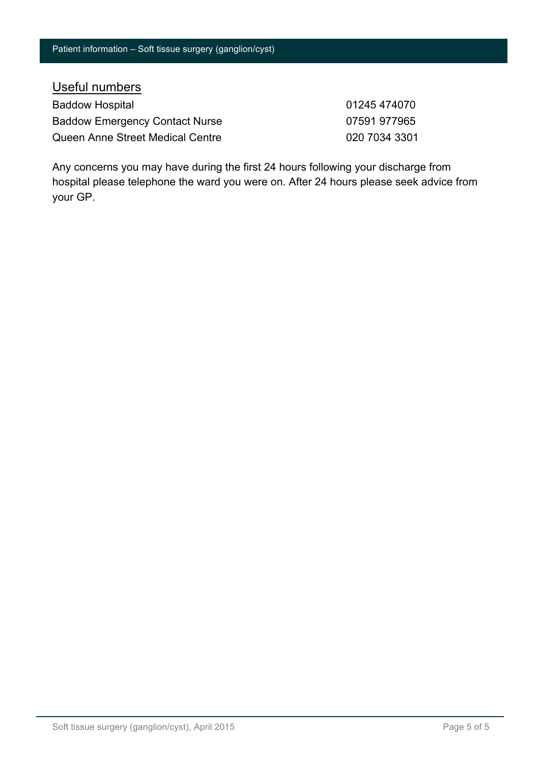## Useful numbers

| | |
|---|---|
| Baddow Hospital | 01245 474070 |
| Baddow Emergency Contact Nurse | 07591 977965 |
| Queen Anne Street Medical Centre | 020 7034 3301 |

Any concerns you may have during the first 24 hours following your discharge from hospital please telephone the ward you were on. After 24 hours please seek advice from your GP.